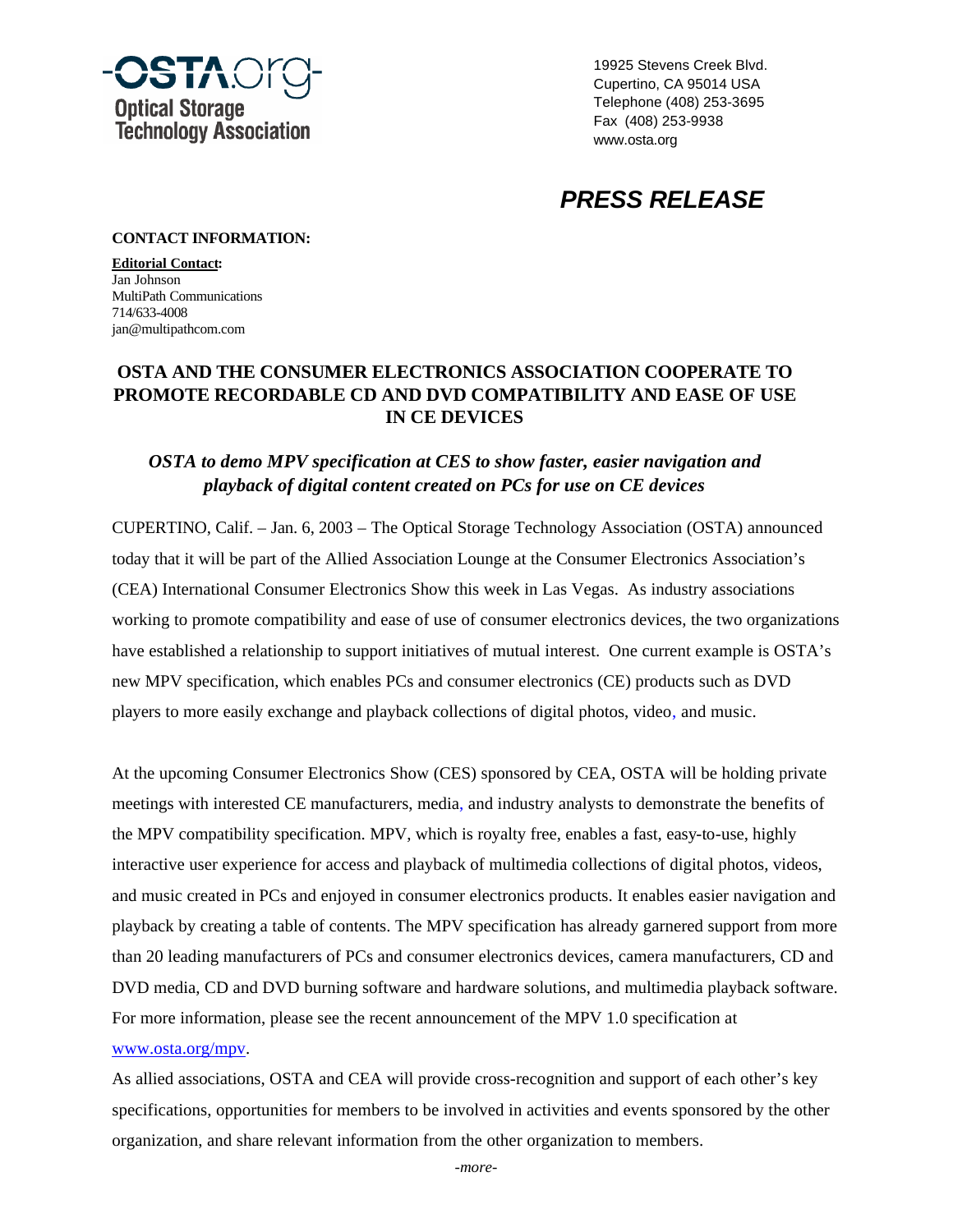OSTA.org
Optical Storage Technology Association

19925 Stevens Creek Blvd.
Cupertino, CA 95014 USA
Telephone (408) 253-3695
Fax (408) 253-9938
www.osta.org

# *PRESS RELEASE*

**CONTACT INFORMATION:**

**Editorial Contact:**
Jan Johnson
MultiPath Communications
714/633-4008
jan@multipathcom.com

## OSTA AND THE CONSUMER ELECTRONICS ASSOCIATION COOPERATE TO PROMOTE RECORDABLE CD AND DVD COMPATIBILITY AND EASE OF USE IN CE DEVICES

### *OSTA to demo MPV specification at CES to show faster, easier navigation and playback of digital content created on PCs for use on CE devices*

CUPERTINO, Calif. – Jan. 6, 2003 – The Optical Storage Technology Association (OSTA) announced today that it will be part of the Allied Association Lounge at the Consumer Electronics Association's (CEA) International Consumer Electronics Show this week in Las Vegas. As industry associations working to promote compatibility and ease of use of consumer electronics devices, the two organizations have established a relationship to support initiatives of mutual interest. One current example is OSTA's new MPV specification, which enables PCs and consumer electronics (CE) products such as DVD players to more easily exchange and playback collections of digital photos, video, and music.

At the upcoming Consumer Electronics Show (CES) sponsored by CEA, OSTA will be holding private meetings with interested CE manufacturers, media, and industry analysts to demonstrate the benefits of the MPV compatibility specification. MPV, which is royalty free, enables a fast, easy-to-use, highly interactive user experience for access and playback of multimedia collections of digital photos, videos, and music created in PCs and enjoyed in consumer electronics products. It enables easier navigation and playback by creating a table of contents. The MPV specification has already garnered support from more than 20 leading manufacturers of PCs and consumer electronics devices, camera manufacturers, CD and DVD media, CD and DVD burning software and hardware solutions, and multimedia playback software. For more information, please see the recent announcement of the MPV 1.0 specification at www.osta.org/mpv.

As allied associations, OSTA and CEA will provide cross-recognition and support of each other's key specifications, opportunities for members to be involved in activities and events sponsored by the other organization, and share relevant information from the other organization to members.

*-more-*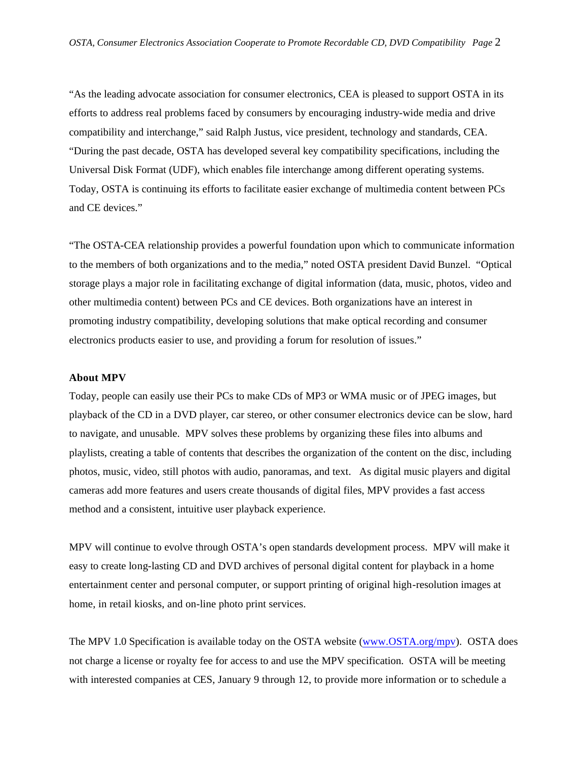"As the leading advocate association for consumer electronics, CEA is pleased to support OSTA in its efforts to address real problems faced by consumers by encouraging industry-wide media and drive compatibility and interchange," said Ralph Justus, vice president, technology and standards, CEA. "During the past decade, OSTA has developed several key compatibility specifications, including the Universal Disk Format (UDF), which enables file interchange among different operating systems. Today, OSTA is continuing its efforts to facilitate easier exchange of multimedia content between PCs and CE devices."

"The OSTA-CEA relationship provides a powerful foundation upon which to communicate information to the members of both organizations and to the media," noted OSTA president David Bunzel. "Optical storage plays a major role in facilitating exchange of digital information (data, music, photos, video and other multimedia content) between PCs and CE devices. Both organizations have an interest in promoting industry compatibility, developing solutions that make optical recording and consumer electronics products easier to use, and providing a forum for resolution of issues."

**About MPV**

Today, people can easily use their PCs to make CDs of MP3 or WMA music or of JPEG images, but playback of the CD in a DVD player, car stereo, or other consumer electronics device can be slow, hard to navigate, and unusable. MPV solves these problems by organizing these files into albums and playlists, creating a table of contents that describes the organization of the content on the disc, including photos, music, video, still photos with audio, panoramas, and text. As digital music players and digital cameras add more features and users create thousands of digital files, MPV provides a fast access method and a consistent, intuitive user playback experience.

MPV will continue to evolve through OSTA's open standards development process. MPV will make it easy to create long-lasting CD and DVD archives of personal digital content for playback in a home entertainment center and personal computer, or support printing of original high-resolution images at home, in retail kiosks, and on-line photo print services.

The MPV 1.0 Specification is available today on the OSTA website (www.OSTA.org/mpv). OSTA does not charge a license or royalty fee for access to and use the MPV specification. OSTA will be meeting with interested companies at CES, January 9 through 12, to provide more information or to schedule a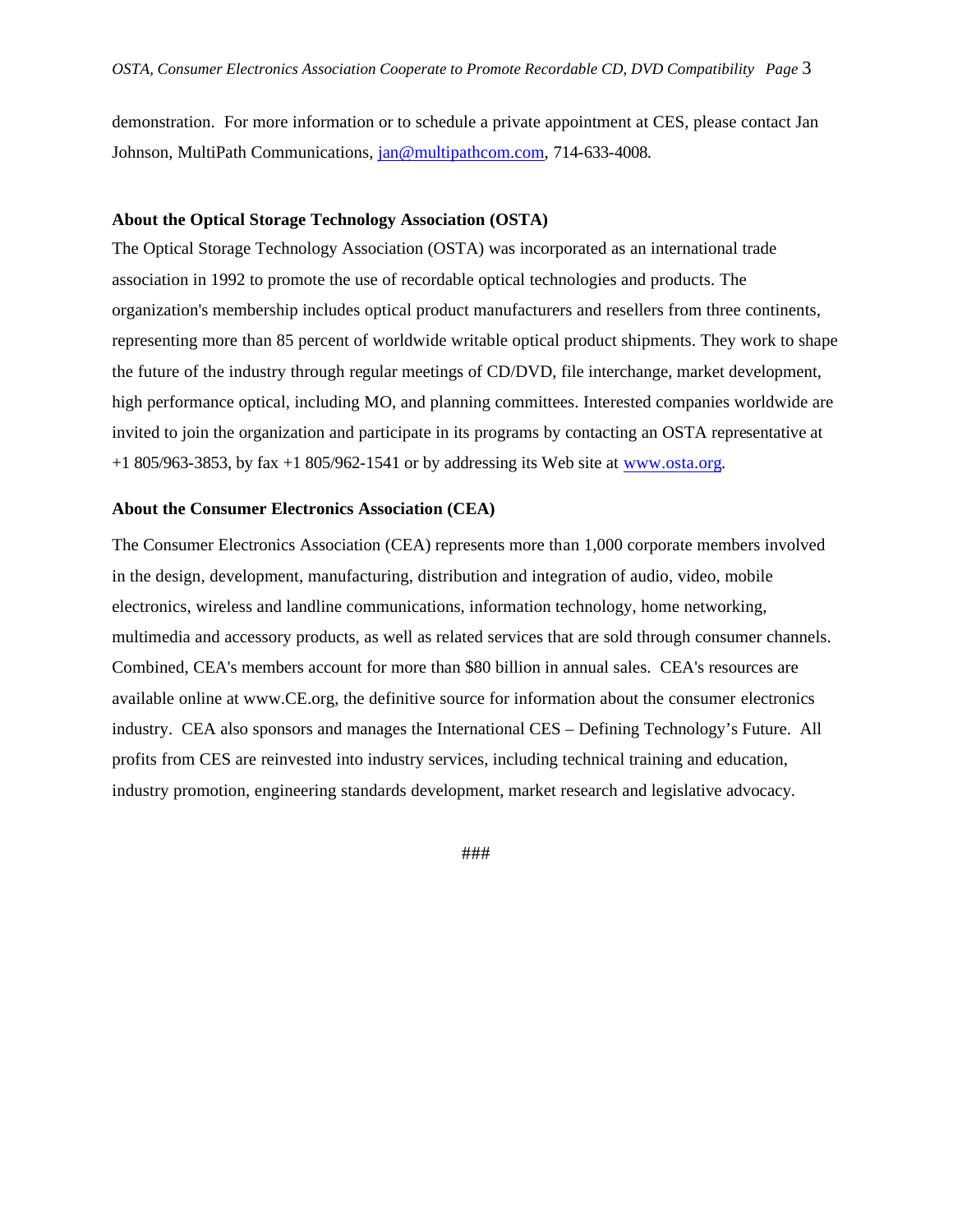demonstration. For more information or to schedule a private appointment at CES, please contact Jan Johnson, MultiPath Communications, jan@multipathcom.com, 714-633-4008.

**About the Optical Storage Technology Association (OSTA)**

The Optical Storage Technology Association (OSTA) was incorporated as an international trade association in 1992 to promote the use of recordable optical technologies and products. The organization's membership includes optical product manufacturers and resellers from three continents, representing more than 85 percent of worldwide writable optical product shipments. They work to shape the future of the industry through regular meetings of CD/DVD, file interchange, market development, high performance optical, including MO, and planning committees. Interested companies worldwide are invited to join the organization and participate in its programs by contacting an OSTA representative at +1 805/963-3853, by fax +1 805/962-1541 or by addressing its Web site at www.osta.org.

**About the Consumer Electronics Association (CEA)**

The Consumer Electronics Association (CEA) represents more than 1,000 corporate members involved in the design, development, manufacturing, distribution and integration of audio, video, mobile electronics, wireless and landline communications, information technology, home networking, multimedia and accessory products, as well as related services that are sold through consumer channels. Combined, CEA's members account for more than $80 billion in annual sales. CEA's resources are available online at www.CE.org, the definitive source for information about the consumer electronics industry. CEA also sponsors and manages the International CES – Defining Technology's Future. All profits from CES are reinvested into industry services, including technical training and education, industry promotion, engineering standards development, market research and legislative advocacy.

###